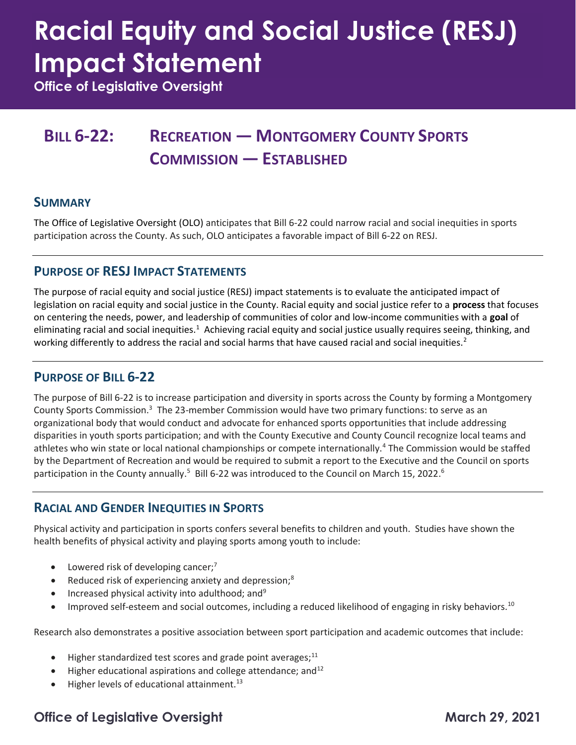# Racial Equity and Social Justice (RESJ) Impact Statement

**Office of Legislative Oversight**

## Bill 6-22: Recreation — Montgomery County Sports Commission — Established

### Summary

The Office of Legislative Oversight (OLO) anticipates that Bill 6-22 could narrow racial and social inequities in sports participation across the County. As such, OLO anticipates a favorable impact of Bill 6-22 on RESJ.

### Purpose of RESJ Impact Statements

The purpose of racial equity and social justice (RESJ) impact statements is to evaluate the anticipated impact of legislation on racial equity and social justice in the County. Racial equity and social justice refer to a **process** that focuses on centering the needs, power, and leadership of communities of color and low-income communities with a **goal** of eliminating racial and social inequities.[1] Achieving racial equity and social justice usually requires seeing, thinking, and working differently to address the racial and social harms that have caused racial and social inequities.[2]

### Purpose of Bill 6-22

The purpose of Bill 6-22 is to increase participation and diversity in sports across the County by forming a Montgomery County Sports Commission.[3] The 23-member Commission would have two primary functions: to serve as an organizational body that would conduct and advocate for enhanced sports opportunities that include addressing disparities in youth sports participation; and with the County Executive and County Council recognize local teams and athletes who win state or local national championships or compete internationally.[4] The Commission would be staffed by the Department of Recreation and would be required to submit a report to the Executive and the Council on sports participation in the County annually.[5] Bill 6-22 was introduced to the Council on March 15, 2022.[6]

### Racial and Gender Inequities in Sports

Physical activity and participation in sports confers several benefits to children and youth. Studies have shown the health benefits of physical activity and playing sports among youth to include:

- Lowered risk of developing cancer;[7]
- Reduced risk of experiencing anxiety and depression;[8]
- Increased physical activity into adulthood; and[9]
- Improved self-esteem and social outcomes, including a reduced likelihood of engaging in risky behaviors.[10]

Research also demonstrates a positive association between sport participation and academic outcomes that include:

- Higher standardized test scores and grade point averages;[11]
- Higher educational aspirations and college attendance; and[12]
- Higher levels of educational attainment.[13]

Office of Legislative Oversight March 29, 2021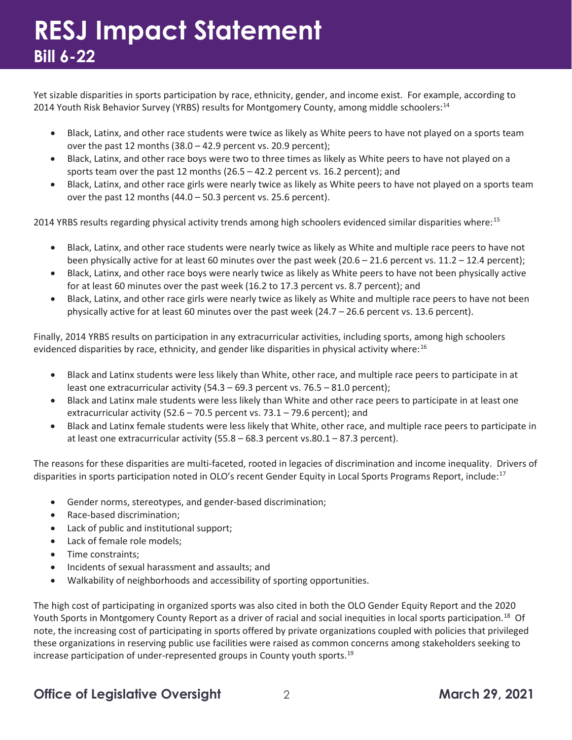Yet sizable disparities in sports participation by race, ethnicity, gender, and income exist. For example, according to 2014 Youth Risk Behavior Survey (YRBS) results for Montgomery County, among middle schoolers:[14]

- Black, Latinx, and other race students were twice as likely as White peers to have not played on a sports team over the past 12 months (38.0 – 42.9 percent vs. 20.9 percent);
- Black, Latinx, and other race boys were two to three times as likely as White peers to have not played on a sports team over the past 12 months (26.5 – 42.2 percent vs. 16.2 percent); and
- Black, Latinx, and other race girls were nearly twice as likely as White peers to have not played on a sports team over the past 12 months (44.0 – 50.3 percent vs. 25.6 percent).

2014 YRBS results regarding physical activity trends among high schoolers evidenced similar disparities where:[15]

- Black, Latinx, and other race students were nearly twice as likely as White and multiple race peers to have not been physically active for at least 60 minutes over the past week (20.6 – 21.6 percent vs. 11.2 – 12.4 percent);
- Black, Latinx, and other race boys were nearly twice as likely as White peers to have not been physically active for at least 60 minutes over the past week (16.2 to 17.3 percent vs. 8.7 percent); and
- Black, Latinx, and other race girls were nearly twice as likely as White and multiple race peers to have not been physically active for at least 60 minutes over the past week (24.7 – 26.6 percent vs. 13.6 percent).

Finally, 2014 YRBS results on participation in any extracurricular activities, including sports, among high schoolers evidenced disparities by race, ethnicity, and gender like disparities in physical activity where:[16]

- Black and Latinx students were less likely than White, other race, and multiple race peers to participate in at least one extracurricular activity (54.3 – 69.3 percent vs. 76.5 – 81.0 percent);
- Black and Latinx male students were less likely than White and other race peers to participate in at least one extracurricular activity (52.6 – 70.5 percent vs. 73.1 – 79.6 percent); and
- Black and Latinx female students were less likely that White, other race, and multiple race peers to participate in at least one extracurricular activity (55.8 – 68.3 percent vs.80.1 – 87.3 percent).

The reasons for these disparities are multi-faceted, rooted in legacies of discrimination and income inequality. Drivers of disparities in sports participation noted in OLO's recent Gender Equity in Local Sports Programs Report, include:[17]

- Gender norms, stereotypes, and gender-based discrimination;
- Race-based discrimination;
- Lack of public and institutional support;
- Lack of female role models;
- Time constraints;
- Incidents of sexual harassment and assaults; and
- Walkability of neighborhoods and accessibility of sporting opportunities.

The high cost of participating in organized sports was also cited in both the OLO Gender Equity Report and the 2020 Youth Sports in Montgomery County Report as a driver of racial and social inequities in local sports participation.[18] Of note, the increasing cost of participating in sports offered by private organizations coupled with policies that privileged these organizations in reserving public use facilities were raised as common concerns among stakeholders seeking to increase participation of under-represented groups in County youth sports.[19]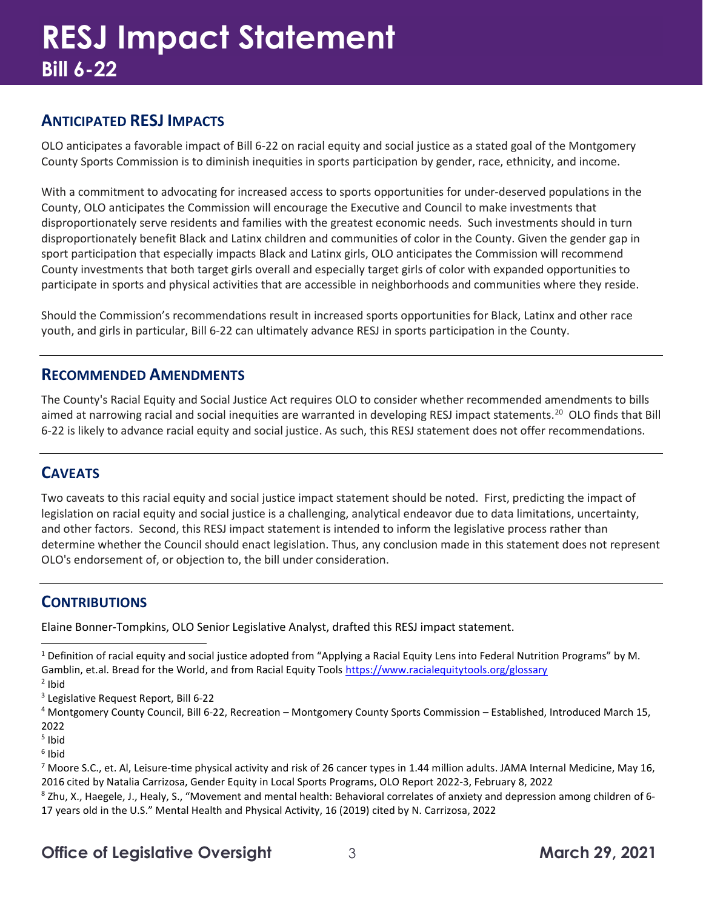# RESJ Impact Statement

**Bill 6-22**

## ANTICIPATED RESJ IMPACTS

OLO anticipates a favorable impact of Bill 6-22 on racial equity and social justice as a stated goal of the Montgomery County Sports Commission is to diminish inequities in sports participation by gender, race, ethnicity, and income.

With a commitment to advocating for increased access to sports opportunities for under-deserved populations in the County, OLO anticipates the Commission will encourage the Executive and Council to make investments that disproportionately serve residents and families with the greatest economic needs. Such investments should in turn disproportionately benefit Black and Latinx children and communities of color in the County. Given the gender gap in sport participation that especially impacts Black and Latinx girls, OLO anticipates the Commission will recommend County investments that both target girls overall and especially target girls of color with expanded opportunities to participate in sports and physical activities that are accessible in neighborhoods and communities where they reside.

Should the Commission's recommendations result in increased sports opportunities for Black, Latinx and other race youth, and girls in particular, Bill 6-22 can ultimately advance RESJ in sports participation in the County.

## RECOMMENDED AMENDMENTS

The County's Racial Equity and Social Justice Act requires OLO to consider whether recommended amendments to bills aimed at narrowing racial and social inequities are warranted in developing RESJ impact statements.[20] OLO finds that Bill 6-22 is likely to advance racial equity and social justice. As such, this RESJ statement does not offer recommendations.

## CAVEATS

Two caveats to this racial equity and social justice impact statement should be noted. First, predicting the impact of legislation on racial equity and social justice is a challenging, analytical endeavor due to data limitations, uncertainty, and other factors. Second, this RESJ impact statement is intended to inform the legislative process rather than determine whether the Council should enact legislation. Thus, any conclusion made in this statement does not represent OLO's endorsement of, or objection to, the bill under consideration.

## CONTRIBUTIONS

Elaine Bonner-Tompkins, OLO Senior Legislative Analyst, drafted this RESJ impact statement.

---

[1] Definition of racial equity and social justice adopted from "Applying a Racial Equity Lens into Federal Nutrition Programs" by M. Gamblin, et.al. Bread for the World, and from Racial Equity Tools https://www.racialequitytools.org/glossary

[2] Ibid

[3] Legislative Request Report, Bill 6-22

[4] Montgomery County Council, Bill 6-22, Recreation – Montgomery County Sports Commission – Established, Introduced March 15, 2022

[5] Ibid

[6] Ibid

[7] Moore S.C., et. Al, Leisure-time physical activity and risk of 26 cancer types in 1.44 million adults. JAMA Internal Medicine, May 16, 2016 cited by Natalia Carrizosa, Gender Equity in Local Sports Programs, OLO Report 2022-3, February 8, 2022

[8] Zhu, X., Haegele, J., Healy, S., "Movement and mental health: Behavioral correlates of anxiety and depression among children of 6-17 years old in the U.S." Mental Health and Physical Activity, 16 (2019) cited by N. Carrizosa, 2022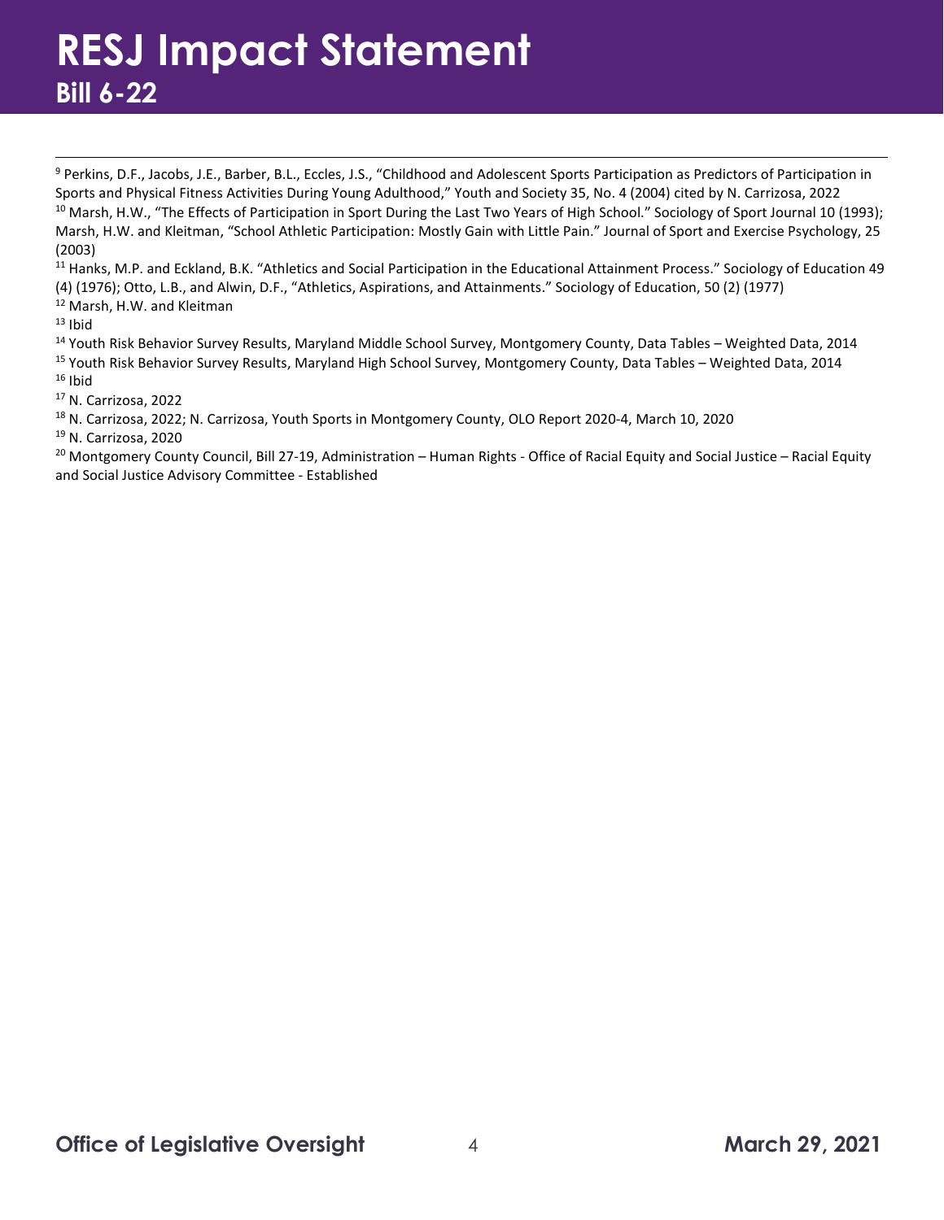[9] Perkins, D.F., Jacobs, J.E., Barber, B.L., Eccles, J.S., "Childhood and Adolescent Sports Participation as Predictors of Participation in Sports and Physical Fitness Activities During Young Adulthood," Youth and Society 35, No. 4 (2004) cited by N. Carrizosa, 2022

[10] Marsh, H.W., "The Effects of Participation in Sport During the Last Two Years of High School." Sociology of Sport Journal 10 (1993); Marsh, H.W. and Kleitman, "School Athletic Participation: Mostly Gain with Little Pain." Journal of Sport and Exercise Psychology, 25 (2003)

[11] Hanks, M.P. and Eckland, B.K. "Athletics and Social Participation in the Educational Attainment Process." Sociology of Education 49 (4) (1976); Otto, L.B., and Alwin, D.F., "Athletics, Aspirations, and Attainments." Sociology of Education, 50 (2) (1977)

[12] Marsh, H.W. and Kleitman

[13] Ibid

[14] Youth Risk Behavior Survey Results, Maryland Middle School Survey, Montgomery County, Data Tables – Weighted Data, 2014

[15] Youth Risk Behavior Survey Results, Maryland High School Survey, Montgomery County, Data Tables – Weighted Data, 2014

[16] Ibid

[17] N. Carrizosa, 2022

[18] N. Carrizosa, 2022; N. Carrizosa, Youth Sports in Montgomery County, OLO Report 2020-4, March 10, 2020

[19] N. Carrizosa, 2020

[20] Montgomery County Council, Bill 27-19, Administration – Human Rights - Office of Racial Equity and Social Justice – Racial Equity and Social Justice Advisory Committee - Established